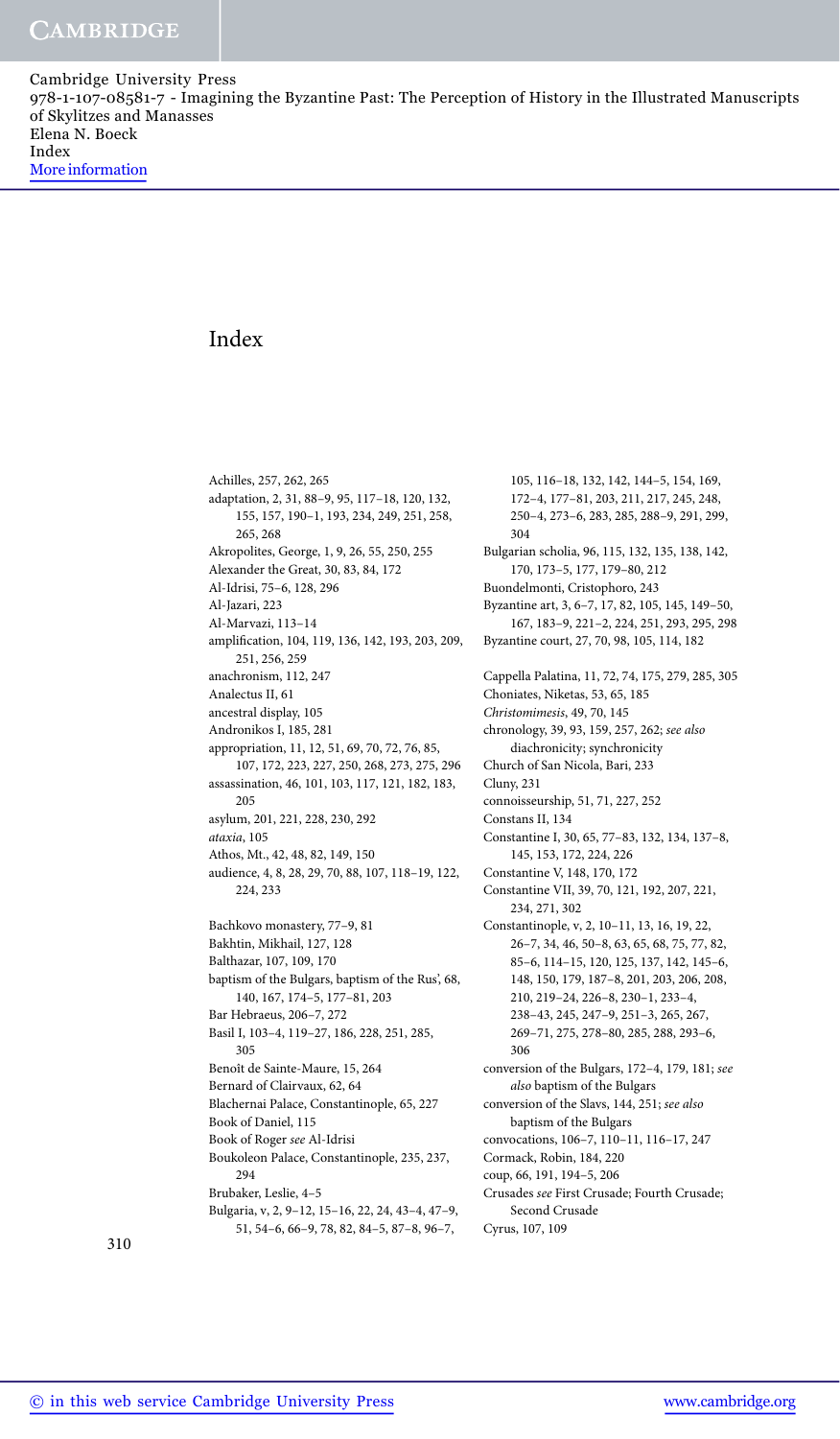# Index

Achilles, 257, 262, 265
adaptation, 2, 31, 88–9, 95, 117–18, 120, 132, 155, 157, 190–1, 193, 234, 249, 251, 258, 265, 268
Akropolites, George, 1, 9, 26, 55, 250, 255
Alexander the Great, 30, 83, 84, 172
Al-Idrisi, 75–6, 128, 296
Al-Jazari, 223
Al-Marvazi, 113–14
amplification, 104, 119, 136, 142, 193, 203, 209, 251, 256, 259
anachronism, 112, 247
Analectus II, 61
ancestral display, 105
Andronikos I, 185, 281
appropriation, 11, 12, 51, 69, 70, 72, 76, 85, 107, 172, 223, 227, 250, 268, 273, 275, 296
assassination, 46, 101, 103, 117, 121, 182, 183, 205
asylum, 201, 221, 228, 230, 292
*ataxia*, 105
Athos, Mt., 42, 48, 82, 149, 150
audience, 4, 8, 28, 29, 70, 88, 107, 118–19, 122, 224, 233

Bachkovo monastery, 77–9, 81
Bakhtin, Mikhail, 127, 128
Balthazar, 107, 109, 170
baptism of the Bulgars, baptism of the Rus', 68, 140, 167, 174–5, 177–81, 203
Bar Hebraeus, 206–7, 272
Basil I, 103–4, 119–27, 186, 228, 251, 285, 305
Benoît de Sainte-Maure, 15, 264
Bernard of Clairvaux, 62, 64
Blachernai Palace, Constantinople, 65, 227
Book of Daniel, 115
Book of Roger *see* Al-Idrisi
Boukoleon Palace, Constantinople, 235, 237, 294
Brubaker, Leslie, 4–5
Bulgaria, v, 2, 9–12, 15–16, 22, 24, 43–4, 47–9, 51, 54–6, 66–9, 78, 82, 84–5, 87–8, 96–7, 105, 116–18, 132, 142, 144–5, 154, 169, 172–4, 177–81, 203, 211, 217, 245, 248, 250–4, 273–6, 283, 285, 288–9, 291, 299, 304
Bulgarian scholia, 96, 115, 132, 135, 138, 142, 170, 173–5, 177, 179–80, 212
Buondelmonti, Cristophoro, 243
Byzantine art, 3, 6–7, 17, 82, 105, 145, 149–50, 167, 183–9, 221–2, 224, 251, 293, 295, 298
Byzantine court, 27, 70, 98, 105, 114, 182

Cappella Palatina, 11, 72, 74, 175, 279, 285, 305
Choniates, Niketas, 53, 65, 185
*Christomimesis*, 49, 70, 145
chronology, 39, 93, 159, 257, 262; *see also* diachronicity; synchronicity
Church of San Nicola, Bari, 233
Cluny, 231
connoisseurship, 51, 71, 227, 252
Constans II, 134
Constantine I, 30, 65, 77–83, 132, 134, 137–8, 145, 153, 172, 224, 226
Constantine V, 148, 170, 172
Constantine VII, 39, 70, 121, 192, 207, 221, 234, 271, 302
Constantinople, v, 2, 10–11, 13, 16, 19, 22, 26–7, 34, 46, 50–8, 63, 65, 68, 75, 77, 82, 85–6, 114–15, 120, 125, 137, 142, 145–6, 148, 150, 179, 187–8, 201, 203, 206, 208, 210, 219–24, 226–8, 230–1, 233–4, 238–43, 245, 247–9, 251–3, 265, 267, 269–71, 275, 278–80, 285, 288, 293–6, 306
conversion of the Bulgars, 172–4, 179, 181; *see also* baptism of the Bulgars
conversion of the Slavs, 144, 251; *see also* baptism of the Bulgars
convocations, 106–7, 110–11, 116–17, 247
Cormack, Robin, 184, 220
coup, 66, 191, 194–5, 206
Crusades *see* First Crusade; Fourth Crusade; Second Crusade
Cyrus, 107, 109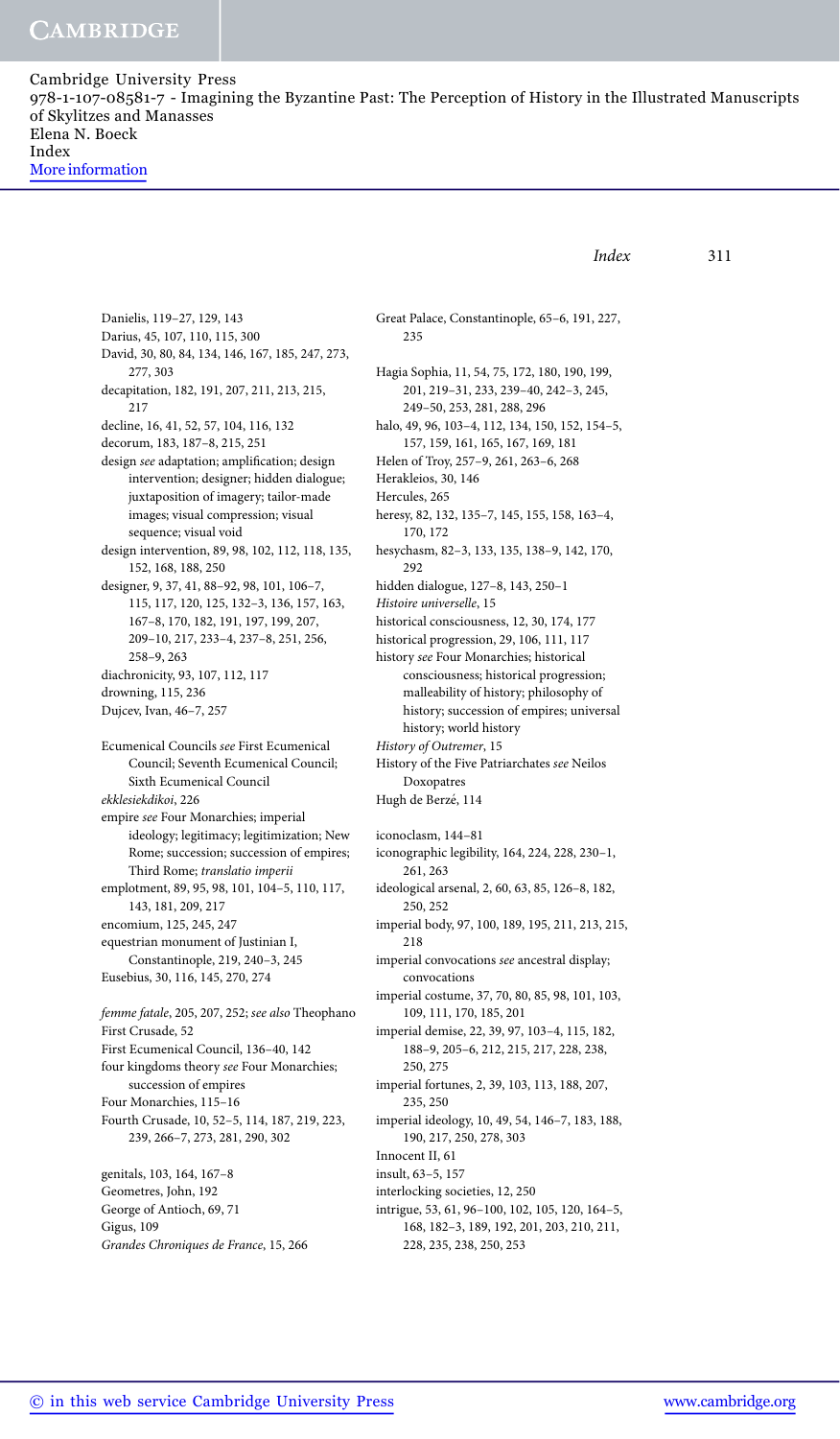Danielis, 119–27, 129, 143
Darius, 45, 107, 110, 115, 300
David, 30, 80, 84, 134, 146, 167, 185, 247, 273, 277, 303
decapitation, 182, 191, 207, 211, 213, 215, 217
decline, 16, 41, 52, 57, 104, 116, 132
decorum, 183, 187–8, 215, 251
design *see* adaptation; amplification; design intervention; designer; hidden dialogue; juxtaposition of imagery; tailor-made images; visual compression; visual sequence; visual void
design intervention, 89, 98, 102, 112, 118, 135, 152, 168, 188, 250
designer, 9, 37, 41, 88–92, 98, 101, 106–7, 115, 117, 120, 125, 132–3, 136, 157, 163, 167–8, 170, 182, 191, 197, 199, 207, 209–10, 217, 233–4, 237–8, 251, 256, 258–9, 263
diachronicity, 93, 107, 112, 117
drowning, 115, 236
Dujcev, Ivan, 46–7, 257

Ecumenical Councils *see* First Ecumenical Council; Seventh Ecumenical Council; Sixth Ecumenical Council
*ekklesiekdikoi*, 226
empire *see* Four Monarchies; imperial ideology; legitimacy; legitimization; New Rome; succession; succession of empires; Third Rome; *translatio imperii*
emplotment, 89, 95, 98, 101, 104–5, 110, 117, 143, 181, 209, 217
encomium, 125, 245, 247
equestrian monument of Justinian I, Constantinople, 219, 240–3, 245
Eusebius, 30, 116, 145, 270, 274

*femme fatale*, 205, 207, 252; *see also* Theophano
First Crusade, 52
First Ecumenical Council, 136–40, 142
four kingdoms theory *see* Four Monarchies; succession of empires
Four Monarchies, 115–16
Fourth Crusade, 10, 52–5, 114, 187, 219, 223, 239, 266–7, 273, 281, 290, 302

genitals, 103, 164, 167–8
Geometres, John, 192
George of Antioch, 69, 71
Gigus, 109
*Grandes Chroniques de France*, 15, 266

Great Palace, Constantinople, 65–6, 191, 227, 235

Hagia Sophia, 11, 54, 75, 172, 180, 190, 199, 201, 219–31, 233, 239–40, 242–3, 245, 249–50, 253, 281, 288, 296
halo, 49, 96, 103–4, 112, 134, 150, 152, 154–5, 157, 159, 161, 165, 167, 169, 181
Helen of Troy, 257–9, 261, 263–6, 268
Herakleios, 30, 146
Hercules, 265
heresy, 82, 132, 135–7, 145, 155, 158, 163–4, 170, 172
hesychasm, 82–3, 133, 135, 138–9, 142, 170, 292
hidden dialogue, 127–8, 143, 250–1
*Histoire universelle*, 15
historical consciousness, 12, 30, 174, 177
historical progression, 29, 106, 111, 117
history *see* Four Monarchies; historical consciousness; historical progression; malleability of history; philosophy of history; succession of empires; universal history; world history
*History of Outremer*, 15
History of the Five Patriarchates *see* Neilos Doxopatres
Hugh de Berzé, 114

iconoclasm, 144–81
iconographic legibility, 164, 224, 228, 230–1, 261, 263
ideological arsenal, 2, 60, 63, 85, 126–8, 182, 250, 252
imperial body, 97, 100, 189, 195, 211, 213, 215, 218
imperial convocations *see* ancestral display; convocations
imperial costume, 37, 70, 80, 85, 98, 101, 103, 109, 111, 170, 185, 201
imperial demise, 22, 39, 97, 103–4, 115, 182, 188–9, 205–6, 212, 215, 217, 228, 238, 250, 275
imperial fortunes, 2, 39, 103, 113, 188, 207, 235, 250
imperial ideology, 10, 49, 54, 146–7, 183, 188, 190, 217, 250, 278, 303
Innocent II, 61
insult, 63–5, 157
interlocking societies, 12, 250
intrigue, 53, 61, 96–100, 102, 105, 120, 164–5, 168, 182–3, 189, 192, 201, 203, 210, 211, 228, 235, 238, 250, 253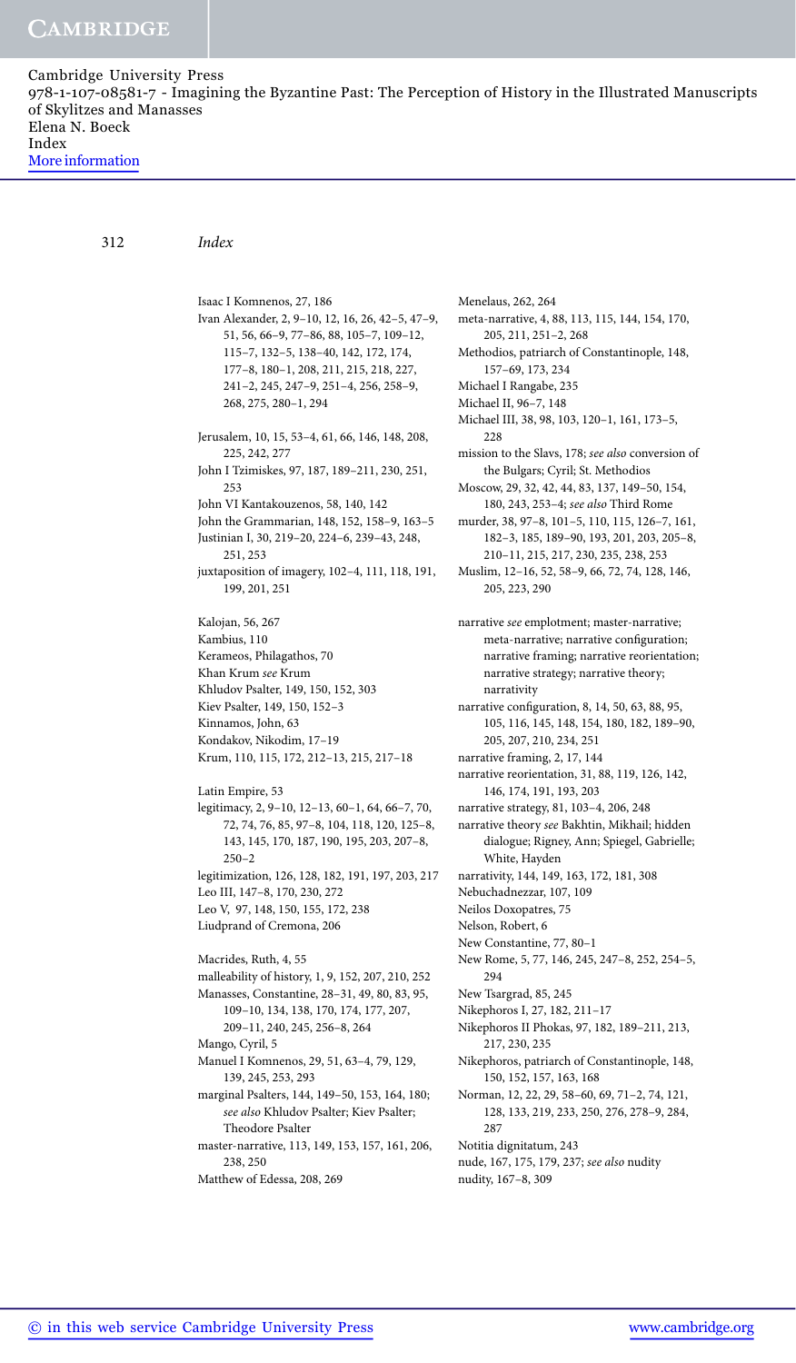Isaac I Komnenos, 27, 186
Ivan Alexander, 2, 9–10, 12, 16, 26, 42–5, 47–9, 51, 56, 66–9, 77–86, 88, 105–7, 109–12, 115–7, 132–5, 138–40, 142, 172, 174, 177–8, 180–1, 208, 211, 215, 218, 227, 241–2, 245, 247–9, 251–4, 256, 258–9, 268, 275, 280–1, 294

Jerusalem, 10, 15, 53–4, 61, 66, 146, 148, 208, 225, 242, 277
John I Tzimiskes, 97, 187, 189–211, 230, 251, 253
John VI Kantakouzenos, 58, 140, 142
John the Grammarian, 148, 152, 158–9, 163–5
Justinian I, 30, 219–20, 224–6, 239–43, 248, 251, 253
juxtaposition of imagery, 102–4, 111, 118, 191, 199, 201, 251

Kalojan, 56, 267
Kambius, 110
Kerameos, Philagathos, 70
Khan Krum *see* Krum
Khludov Psalter, 149, 150, 152, 303
Kiev Psalter, 149, 150, 152–3
Kinnamos, John, 63
Kondakov, Nikodim, 17–19
Krum, 110, 115, 172, 212–13, 215, 217–18

Latin Empire, 53
legitimacy, 2, 9–10, 12–13, 60–1, 64, 66–7, 70, 72, 74, 76, 85, 97–8, 104, 118, 120, 125–8, 143, 145, 170, 187, 190, 195, 203, 207–8, 250–2
legitimization, 126, 128, 182, 191, 197, 203, 217
Leo III, 147–8, 170, 230, 272
Leo V, 97, 148, 150, 155, 172, 238
Liudprand of Cremona, 206

Macrides, Ruth, 4, 55
malleability of history, 1, 9, 152, 207, 210, 252
Manasses, Constantine, 28–31, 49, 80, 83, 95, 109–10, 134, 138, 170, 174, 177, 207, 209–11, 240, 245, 256–8, 264
Mango, Cyril, 5
Manuel I Komnenos, 29, 51, 63–4, 79, 129, 139, 245, 253, 293
marginal Psalters, 144, 149–50, 153, 164, 180; *see also* Khludov Psalter; Kiev Psalter; Theodore Psalter
master-narrative, 113, 149, 153, 157, 161, 206, 238, 250
Matthew of Edessa, 208, 269

Menelaus, 262, 264
meta-narrative, 4, 88, 113, 115, 144, 154, 170, 205, 211, 251–2, 268
Methodios, patriarch of Constantinople, 148, 157–69, 173, 234
Michael I Rangabe, 235
Michael II, 96–7, 148
Michael III, 38, 98, 103, 120–1, 161, 173–5, 228
mission to the Slavs, 178; *see also* conversion of the Bulgars; Cyril; St. Methodios
Moscow, 29, 32, 42, 44, 83, 137, 149–50, 154, 180, 243, 253–4; *see also* Third Rome
murder, 38, 97–8, 101–5, 110, 115, 126–7, 161, 182–3, 185, 189–90, 193, 201, 203, 205–8, 210–11, 215, 217, 230, 235, 238, 253
Muslim, 12–16, 52, 58–9, 66, 72, 74, 128, 146, 205, 223, 290

narrative *see* emplotment; master-narrative; meta-narrative; narrative configuration; narrative framing; narrative reorientation; narrative strategy; narrative theory; narrativity
narrative configuration, 8, 14, 50, 63, 88, 95, 105, 116, 145, 148, 154, 180, 182, 189–90, 205, 207, 210, 234, 251
narrative framing, 2, 17, 144
narrative reorientation, 31, 88, 119, 126, 142, 146, 174, 191, 193, 203
narrative strategy, 81, 103–4, 206, 248
narrative theory *see* Bakhtin, Mikhail; hidden dialogue; Rigney, Ann; Spiegel, Gabrielle; White, Hayden
narrativity, 144, 149, 163, 172, 181, 308
Nebuchadnezzar, 107, 109
Neilos Doxopatres, 75
Nelson, Robert, 6
New Constantine, 77, 80–1
New Rome, 5, 77, 146, 245, 247–8, 252, 254–5, 294
New Tsargrad, 85, 245
Nikephoros I, 27, 182, 211–17
Nikephoros II Phokas, 97, 182, 189–211, 213, 217, 230, 235
Nikephoros, patriarch of Constantinople, 148, 150, 152, 157, 163, 168
Norman, 12, 22, 29, 58–60, 69, 71–2, 74, 121, 128, 133, 219, 233, 250, 276, 278–9, 284, 287
Notitia dignitatum, 243
nude, 167, 175, 179, 237; *see also* nudity
nudity, 167–8, 309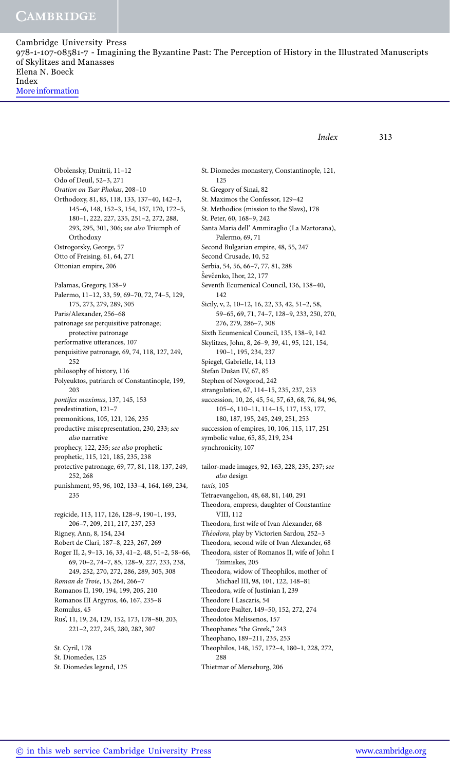Obolensky, Dmitrii, 11–12
Odo of Deuil, 52–3, 271
*Oration on Tsar Phokas*, 208–10
Orthodoxy, 81, 85, 118, 133, 137–40, 142–3, 145–6, 148, 152–3, 154, 157, 170, 172–5, 180–1, 222, 227, 235, 251–2, 272, 288, 293, 295, 301, 306; *see also* Triumph of Orthodoxy
Ostrogorsky, George, 57
Otto of Freising, 61, 64, 271
Ottonian empire, 206

Palamas, Gregory, 138–9
Palermo, 11–12, 33, 59, 69–70, 72, 74–5, 129, 175, 273, 279, 289, 305
Paris/Alexander, 256–68
patronage *see* perquisitive patronage; protective patronage
performative utterances, 107
perquisitive patronage, 69, 74, 118, 127, 249, 252
philosophy of history, 116
Polyeuktos, patriarch of Constantinople, 199, 203
*pontifex maximus*, 137, 145, 153
predestination, 121–7
premonitions, 105, 121, 126, 235
productive misrepresentation, 230, 233; *see also* narrative
prophecy, 122, 235; *see also* prophetic
prophetic, 115, 121, 185, 235, 238
protective patronage, 69, 77, 81, 118, 137, 249, 252, 268
punishment, 95, 96, 102, 133–4, 164, 169, 234, 235

regicide, 113, 117, 126, 128–9, 190–1, 193, 206–7, 209, 211, 217, 237, 253
Rigney, Ann, 8, 154, 234
Robert de Clari, 187–8, 223, 267, 269
Roger II, 2, 9–13, 16, 33, 41–2, 48, 51–2, 58–66, 69, 70–2, 74–7, 85, 128–9, 227, 233, 238, 249, 252, 270, 272, 286, 289, 305, 308
*Roman de Troie*, 15, 264, 266–7
Romanos II, 190, 194, 199, 205, 210
Romanos III Argyros, 46, 167, 235–8
Romulus, 45
Rus', 11, 19, 24, 129, 152, 173, 178–80, 203, 221–2, 227, 245, 280, 282, 307

St. Cyril, 178
St. Diomedes, 125
St. Diomedes legend, 125
St. Diomedes monastery, Constantinople, 121, 125
St. Gregory of Sinai, 82
St. Maximos the Confessor, 129–42
St. Methodios (mission to the Slavs), 178
St. Peter, 60, 168–9, 242
Santa Maria dell' Ammiraglio (La Martorana), Palermo, 69, 71
Second Bulgarian empire, 48, 55, 247
Second Crusade, 10, 52
Serbia, 54, 56, 66–7, 77, 81, 288
Ševčenko, Ihor, 22, 177
Seventh Ecumenical Council, 136, 138–40, 142
Sicily, v, 2, 10–12, 16, 22, 33, 42, 51–2, 58, 59–65, 69, 71, 74–7, 128–9, 233, 250, 270, 276, 279, 286–7, 308
Sixth Ecumenical Council, 135, 138–9, 142
Skylitzes, John, 8, 26–9, 39, 41, 95, 121, 154, 190–1, 195, 234, 237
Spiegel, Gabrielle, 14, 113
Stefan Dušan IV, 67, 85
Stephen of Novgorod, 242
strangulation, 67, 114–15, 235, 237, 253
succession, 10, 26, 45, 54, 57, 63, 68, 76, 84, 96, 105–6, 110–11, 114–15, 117, 153, 177, 180, 187, 195, 245, 249, 251, 253
succession of empires, 10, 106, 115, 117, 251
symbolic value, 65, 85, 219, 234
synchronicity, 107

tailor-made images, 92, 163, 228, 235, 237; *see also* design
*taxis*, 105
Tetraevangelion, 48, 68, 81, 140, 291
Theodora, empress, daughter of Constantine VIII, 112
Theodora, first wife of Ivan Alexander, 68
*Théodora*, play by Victorien Sardou, 252–3
Theodora, second wife of Ivan Alexander, 68
Theodora, sister of Romanos II, wife of John I Tzimiskes, 205
Theodora, widow of Theophilos, mother of Michael III, 98, 101, 122, 148–81
Theodora, wife of Justinian I, 239
Theodore I Lascaris, 54
Theodore Psalter, 149–50, 152, 272, 274
Theodotos Melissenos, 157
Theophanes "the Greek," 243
Theophano, 189–211, 235, 253
Theophilos, 148, 157, 172–4, 180–1, 228, 272, 288
Thietmar of Merseburg, 206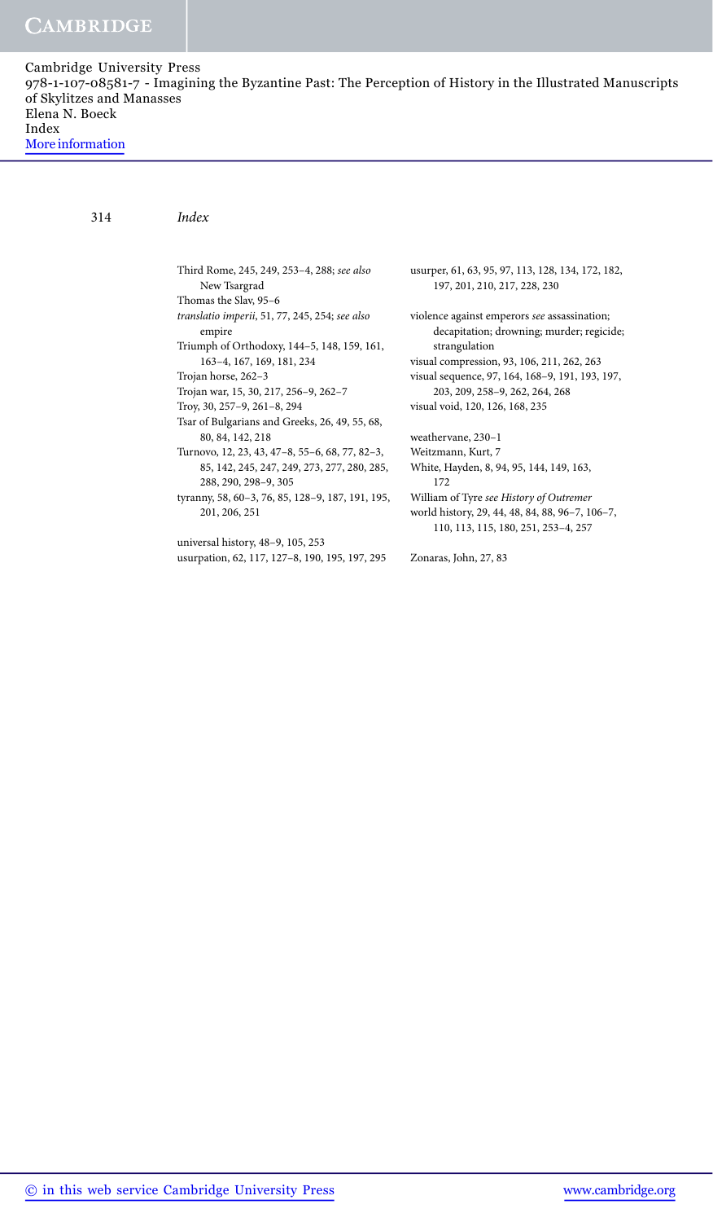Third Rome, 245, 249, 253–4, 288; *see also* New Tsargrad
Thomas the Slav, 95–6
*translatio imperii*, 51, 77, 245, 254; *see also* empire
Triumph of Orthodoxy, 144–5, 148, 159, 161, 163–4, 167, 169, 181, 234
Trojan horse, 262–3
Trojan war, 15, 30, 217, 256–9, 262–7
Troy, 30, 257–9, 261–8, 294
Tsar of Bulgarians and Greeks, 26, 49, 55, 68, 80, 84, 142, 218
Turnovo, 12, 23, 43, 47–8, 55–6, 68, 77, 82–3, 85, 142, 245, 247, 249, 273, 277, 280, 285, 288, 290, 298–9, 305
tyranny, 58, 60–3, 76, 85, 128–9, 187, 191, 195, 201, 206, 251

universal history, 48–9, 105, 253
usurpation, 62, 117, 127–8, 190, 195, 197, 295
usurper, 61, 63, 95, 97, 113, 128, 134, 172, 182, 197, 201, 210, 217, 228, 230

violence against emperors *see* assassination; decapitation; drowning; murder; regicide; strangulation
visual compression, 93, 106, 211, 262, 263
visual sequence, 97, 164, 168–9, 191, 193, 197, 203, 209, 258–9, 262, 264, 268
visual void, 120, 126, 168, 235

weathervane, 230–1
Weitzmann, Kurt, 7
White, Hayden, 8, 94, 95, 144, 149, 163, 172
William of Tyre *see History of Outremer*
world history, 29, 44, 48, 84, 88, 96–7, 106–7, 110, 113, 115, 180, 251, 253–4, 257

Zonaras, John, 27, 83